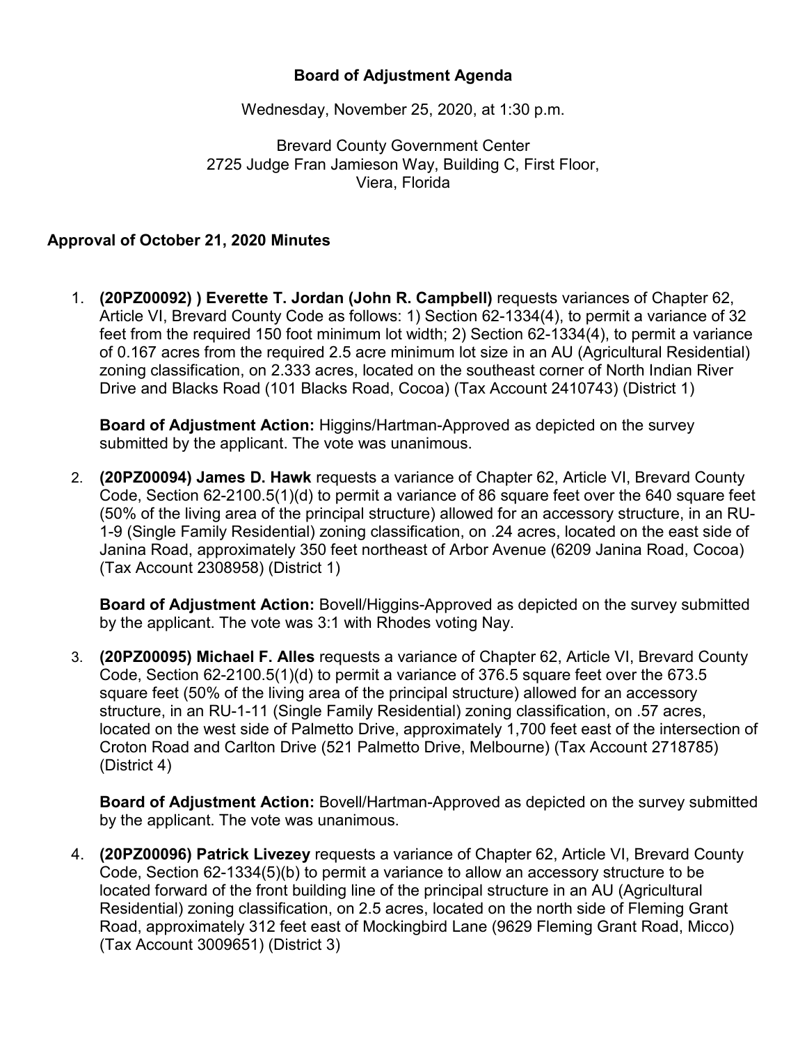# Board of Adjustment Agenda

Wednesday, November 25, 2020, at 1:30 p.m.

Brevard County Government Center
2725 Judge Fran Jamieson Way, Building C, First Floor,
Viera, Florida

## Approval of October 21, 2020 Minutes

1. **(20PZ00092) ) Everette T. Jordan (John R. Campbell)** requests variances of Chapter 62, Article VI, Brevard County Code as follows: 1) Section 62-1334(4), to permit a variance of 32 feet from the required 150 foot minimum lot width; 2) Section 62-1334(4), to permit a variance of 0.167 acres from the required 2.5 acre minimum lot size in an AU (Agricultural Residential) zoning classification, on 2.333 acres, located on the southeast corner of North Indian River Drive and Blacks Road (101 Blacks Road, Cocoa) (Tax Account 2410743) (District 1)

   **Board of Adjustment Action:** Higgins/Hartman-Approved as depicted on the survey submitted by the applicant. The vote was unanimous.

2. **(20PZ00094) James D. Hawk** requests a variance of Chapter 62, Article VI, Brevard County Code, Section 62-2100.5(1)(d) to permit a variance of 86 square feet over the 640 square feet (50% of the living area of the principal structure) allowed for an accessory structure, in an RU-1-9 (Single Family Residential) zoning classification, on .24 acres, located on the east side of Janina Road, approximately 350 feet northeast of Arbor Avenue (6209 Janina Road, Cocoa) (Tax Account 2308958) (District 1)

   **Board of Adjustment Action:** Bovell/Higgins-Approved as depicted on the survey submitted by the applicant. The vote was 3:1 with Rhodes voting Nay.

3. **(20PZ00095) Michael F. Alles** requests a variance of Chapter 62, Article VI, Brevard County Code, Section 62-2100.5(1)(d) to permit a variance of 376.5 square feet over the 673.5 square feet (50% of the living area of the principal structure) allowed for an accessory structure, in an RU-1-11 (Single Family Residential) zoning classification, on .57 acres, located on the west side of Palmetto Drive, approximately 1,700 feet east of the intersection of Croton Road and Carlton Drive (521 Palmetto Drive, Melbourne) (Tax Account 2718785) (District 4)

   **Board of Adjustment Action:** Bovell/Hartman-Approved as depicted on the survey submitted by the applicant. The vote was unanimous.

4. **(20PZ00096) Patrick Livezey** requests a variance of Chapter 62, Article VI, Brevard County Code, Section 62-1334(5)(b) to permit a variance to allow an accessory structure to be located forward of the front building line of the principal structure in an AU (Agricultural Residential) zoning classification, on 2.5 acres, located on the north side of Fleming Grant Road, approximately 312 feet east of Mockingbird Lane (9629 Fleming Grant Road, Micco) (Tax Account 3009651) (District 3)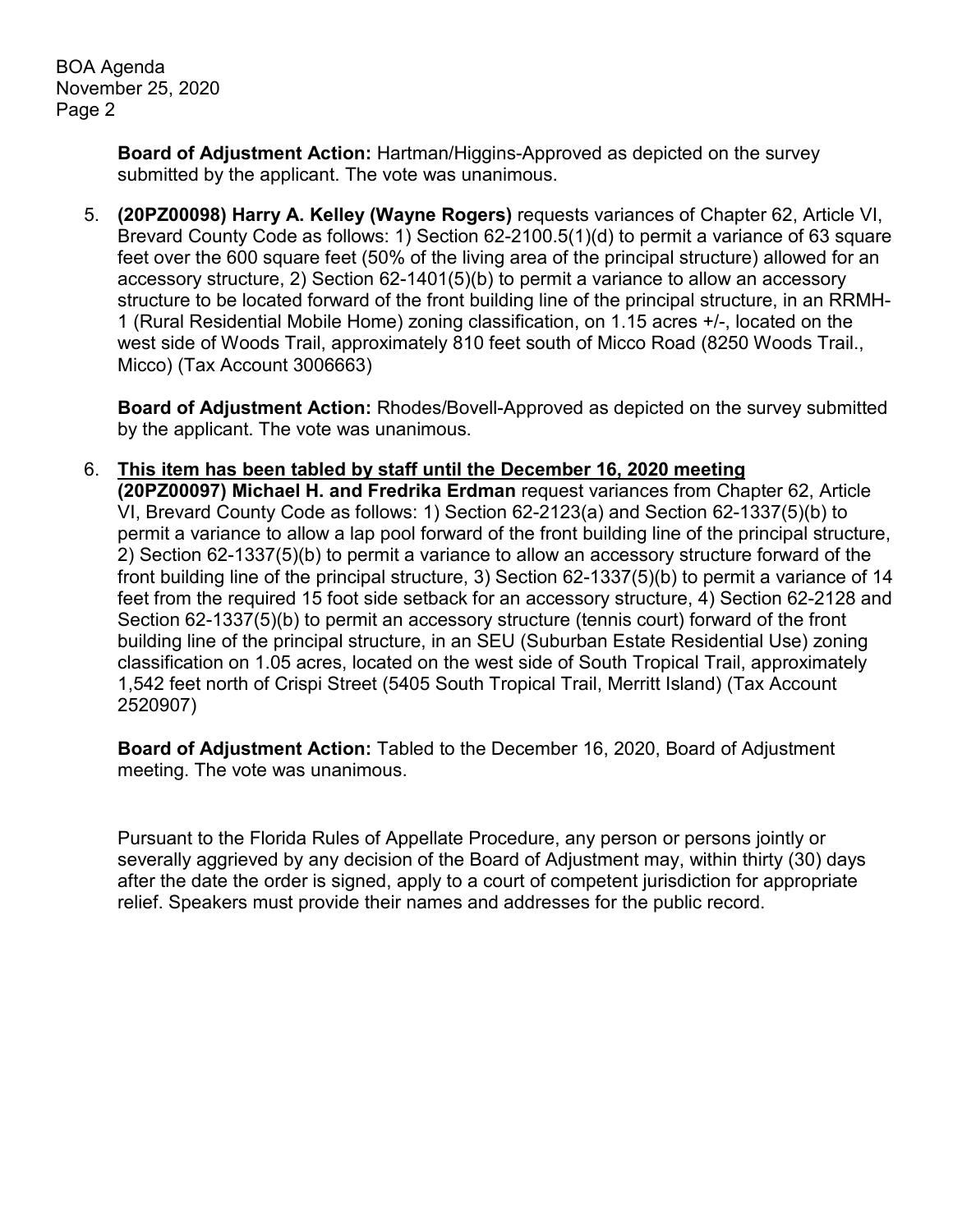**Board of Adjustment Action:** Hartman/Higgins-Approved as depicted on the survey submitted by the applicant. The vote was unanimous.

5. **(20PZ00098) Harry A. Kelley (Wayne Rogers)** requests variances of Chapter 62, Article VI, Brevard County Code as follows: 1) Section 62-2100.5(1)(d) to permit a variance of 63 square feet over the 600 square feet (50% of the living area of the principal structure) allowed for an accessory structure, 2) Section 62-1401(5)(b) to permit a variance to allow an accessory structure to be located forward of the front building line of the principal structure, in an RRMH-1 (Rural Residential Mobile Home) zoning classification, on 1.15 acres +/-, located on the west side of Woods Trail, approximately 810 feet south of Micco Road (8250 Woods Trail., Micco) (Tax Account 3006663)

   **Board of Adjustment Action:** Rhodes/Bovell-Approved as depicted on the survey submitted by the applicant. The vote was unanimous.

6. **This item has been tabled by staff until the December 16, 2020 meeting**
   **(20PZ00097) Michael H. and Fredrika Erdman** request variances from Chapter 62, Article VI, Brevard County Code as follows: 1) Section 62-2123(a) and Section 62-1337(5)(b) to permit a variance to allow a lap pool forward of the front building line of the principal structure, 2) Section 62-1337(5)(b) to permit a variance to allow an accessory structure forward of the front building line of the principal structure, 3) Section 62-1337(5)(b) to permit a variance of 14 feet from the required 15 foot side setback for an accessory structure, 4) Section 62-2128 and Section 62-1337(5)(b) to permit an accessory structure (tennis court) forward of the front building line of the principal structure, in an SEU (Suburban Estate Residential Use) zoning classification on 1.05 acres, located on the west side of South Tropical Trail, approximately 1,542 feet north of Crispi Street (5405 South Tropical Trail, Merritt Island) (Tax Account 2520907)

   **Board of Adjustment Action:** Tabled to the December 16, 2020, Board of Adjustment meeting. The vote was unanimous.

Pursuant to the Florida Rules of Appellate Procedure, any person or persons jointly or severally aggrieved by any decision of the Board of Adjustment may, within thirty (30) days after the date the order is signed, apply to a court of competent jurisdiction for appropriate relief. Speakers must provide their names and addresses for the public record.